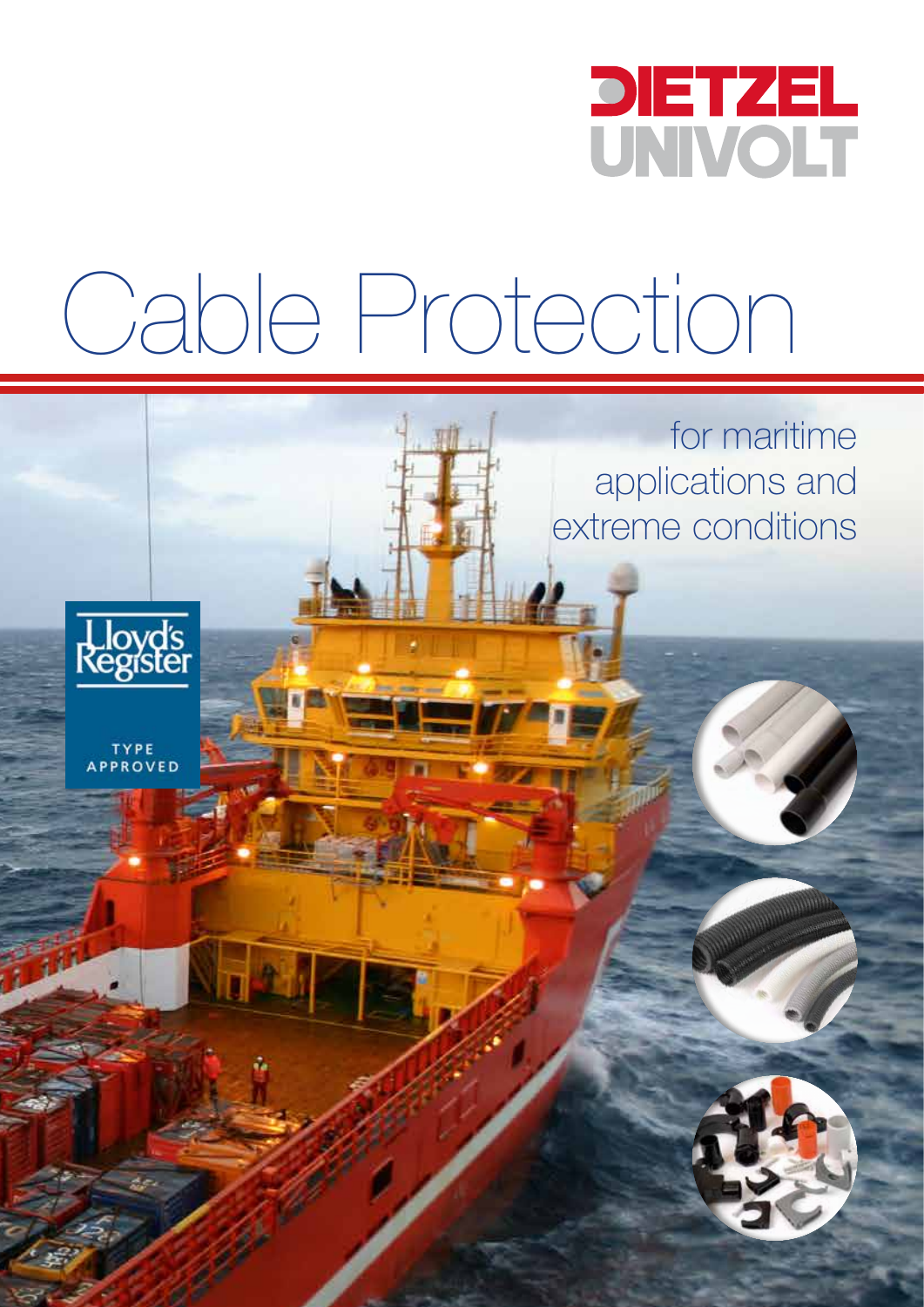DIETZEL UNIVOLT

# Cable Protection

for maritime applications and extreme conditions

Lloyd's Register

TYPE APPROVED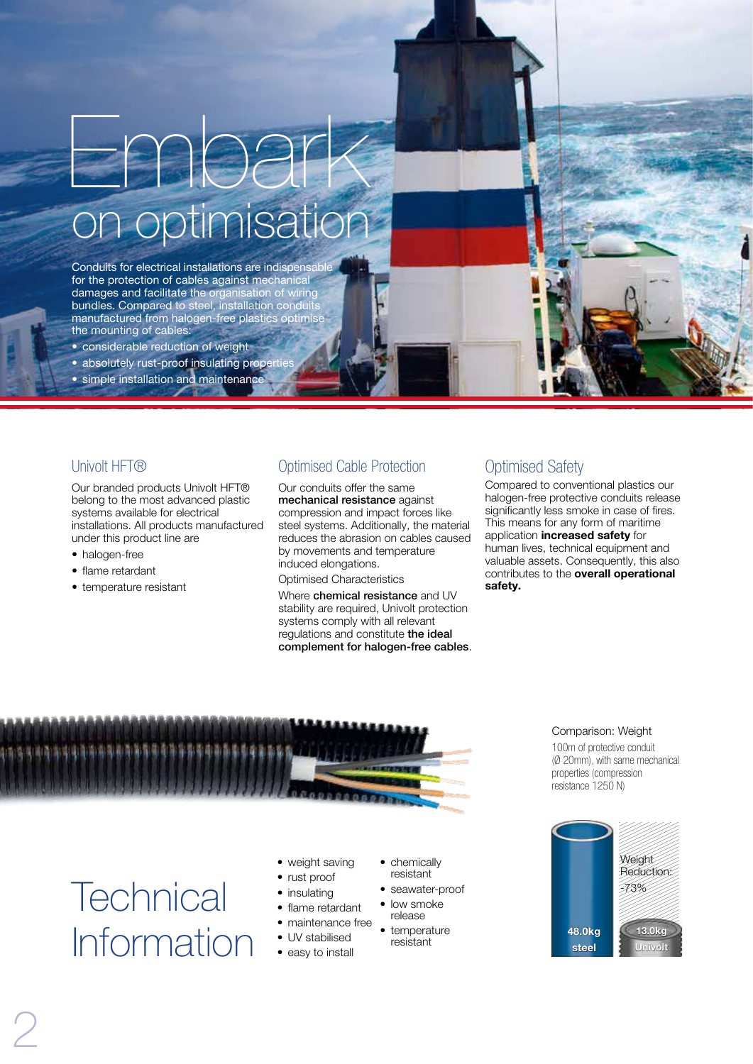# Embark on optimisation

Conduits for electrical installations are indispensable for the protection of cables against mechanical damages and facilitate the organisation of wiring bundles. Compared to steel, installation conduits manufactured from halogen-free plastics optimise the mounting of cables:

- considerable reduction of weight
- absolutely rust-proof insulating properties
- simple installation and maintenance

## Univolt HFT®

Our branded products Univolt HFT® belong to the most advanced plastic systems available for electrical installations. All products manufactured under this product line are

- halogen-free
- flame retardant
- temperature resistant

## Optimised Cable Protection

Our conduits offer the same **mechanical resistance** against compression and impact forces like steel systems. Additionally, the material reduces the abrasion on cables caused by movements and temperature induced elongations.

Optimised Characteristics

Where **chemical resistance** and UV stability are required, Univolt protection systems comply with all relevant regulations and constitute **the ideal complement for halogen-free cables**.

## Optimised Safety

Compared to conventional plastics our halogen-free protective conduits release significantly less smoke in case of fires. This means for any form of maritime application **increased safety** for human lives, technical equipment and valuable assets. Consequently, this also contributes to the **overall operational safety.**

Comparison: Weight

100m of protective conduit (Ø 20mm), with same mechanical properties (compression resistance 1250 N)

| 48.0kg steel | 13.0kg Univolt |
|---|---|
| | Weight Reduction: -73% |

# Technical Information

- weight saving
- rust proof
- insulating
- flame retardant
- maintenance free
- UV stabilised
- easy to install
- chemically resistant
- seawater-proof
- low smoke release
- temperature resistant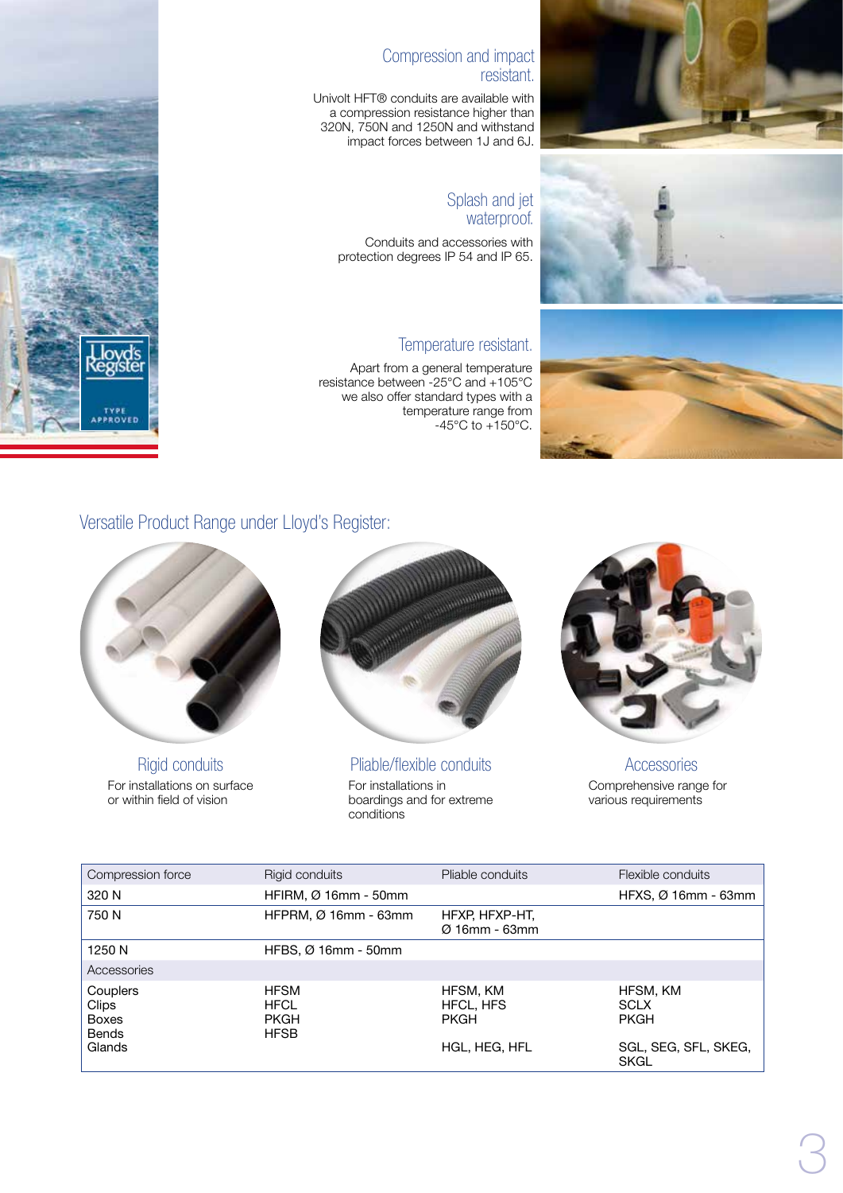## Compression and impact resistant.

Univolt HFT® conduits are available with a compression resistance higher than 320N, 750N and 1250N and withstand impact forces between 1J and 6J.

## Splash and jet waterproof.

Conduits and accessories with protection degrees IP 54 and IP 65.

## Temperature resistant.

Apart from a general temperature resistance between -25°C and +105°C we also offer standard types with a temperature range from -45°C to +150°C.

Lloyd's Register TYPE APPROVED

## Versatile Product Range under Lloyd's Register:

### Rigid conduits

For installations on surface or within field of vision

### Pliable/flexible conduits

For installations in boardings and for extreme conditions

### Accessories

Comprehensive range for various requirements

| Compression force | Rigid conduits | Pliable conduits | Flexible conduits |
|---|---|---|---|
| 320 N | HFIRM, Ø 16mm - 50mm | | HFXS, Ø 16mm - 63mm |
| 750 N | HFPRM, Ø 16mm - 63mm | HFXP, HFXP-HT, Ø 16mm - 63mm | |
| 1250 N | HFBS, Ø 16mm - 50mm | | |
| Accessories | | | |
| Couplers | HFSM | HFSM, KM | HFSM, KM |
| Clips | HFCL | HFCL, HFS | SCLX |
| Boxes | PKGH | PKGH | PKGH |
| Bends | HFSB | | |
| Glands | | HGL, HEG, HFL | SGL, SEG, SFL, SKEG, SKGL |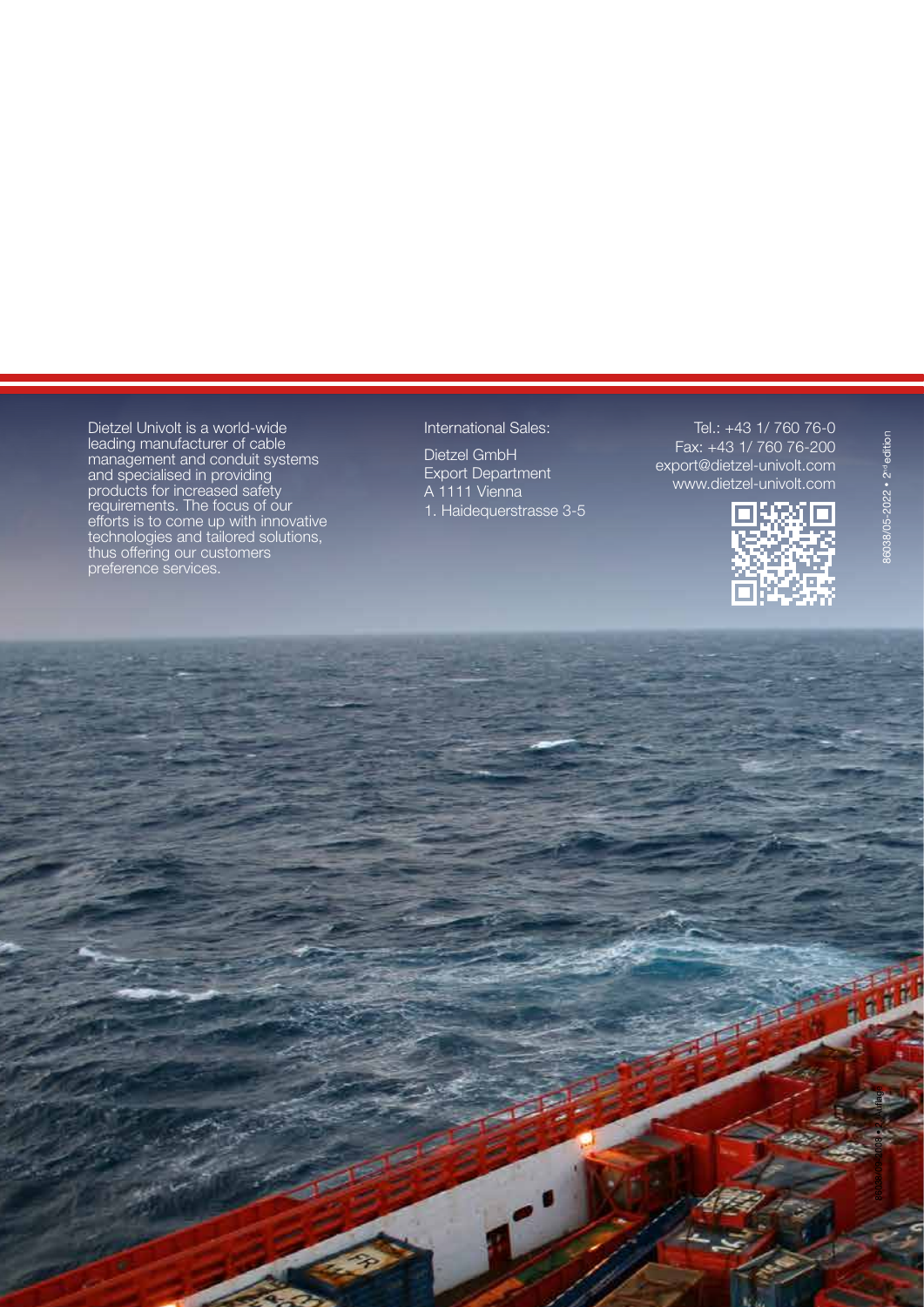Dietzel Univolt is a world-wide leading manufacturer of cable management and conduit systems and specialised in providing products for increased safety requirements. The focus of our efforts is to come up with innovative technologies and tailored solutions, thus offering our customers preference services.

International Sales:

Dietzel GmbH
Export Department
A 1111 Vienna
1. Haidequerstrasse 3-5

Tel.: +43 1/ 760 76-0
Fax: +43 1/ 760 76-200
export@dietzel-univolt.com
www.dietzel-univolt.com

86038/05-2022 • 2nd edition